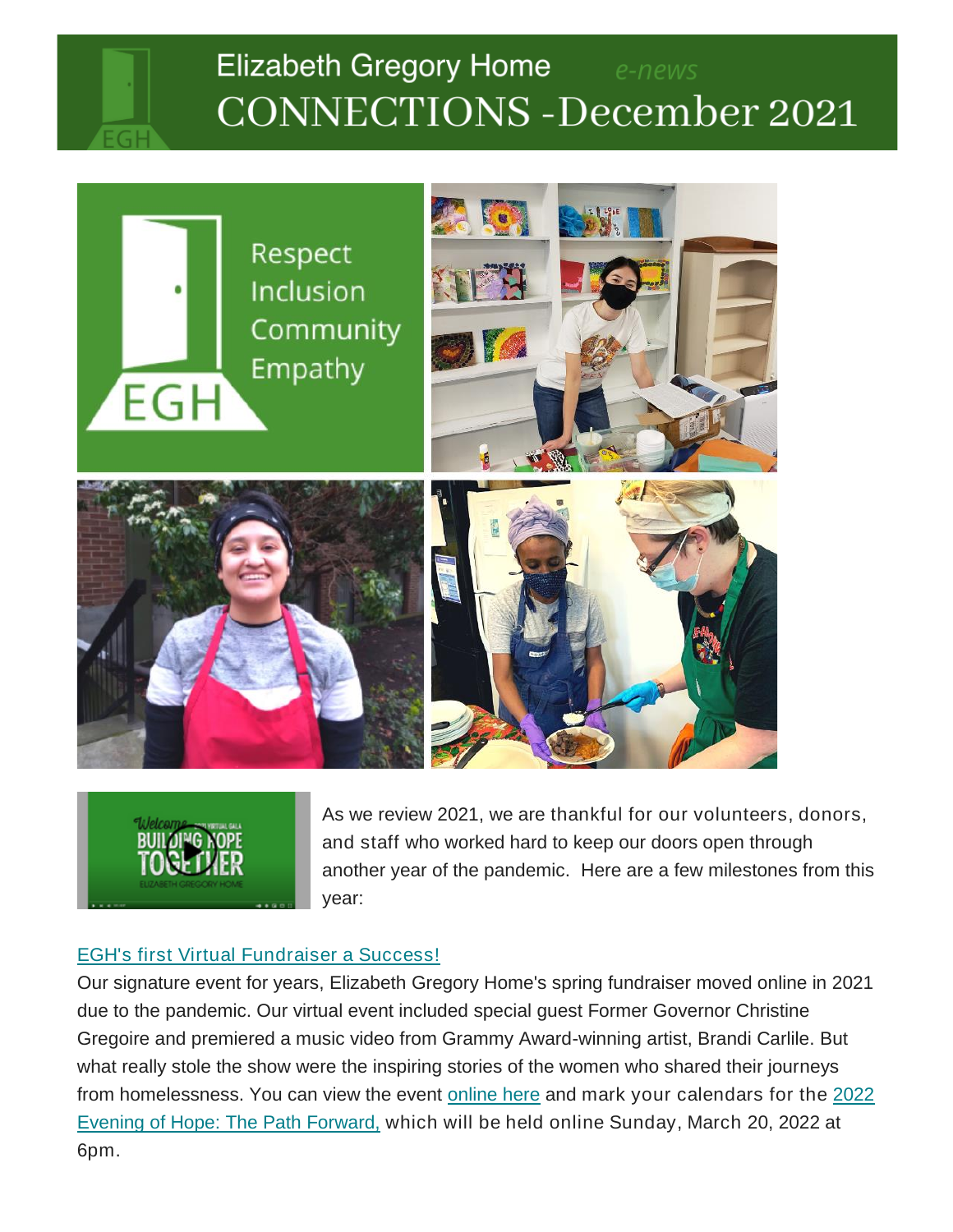# Elizabeth Gregory Home *e-news*

# CONNECTIONS -December 2021

Respect
Inclusion
Community
Empathy

As we review 2021, we are thankful for our volunteers, donors, and staff who worked hard to keep our doors open through another year of the pandemic. Here are a few milestones from this year:

## EGH's first Virtual Fundraiser a Success!

Our signature event for years, Elizabeth Gregory Home's spring fundraiser moved online in 2021 due to the pandemic. Our virtual event included special guest Former Governor Christine Gregoire and premiered a music video from Grammy Award-winning artist, Brandi Carlile. But what really stole the show were the inspiring stories of the women who shared their journeys from homelessness. You can view the event online here and mark your calendars for the 2022 Evening of Hope: The Path Forward, which will be held online Sunday, March 20, 2022 at 6pm.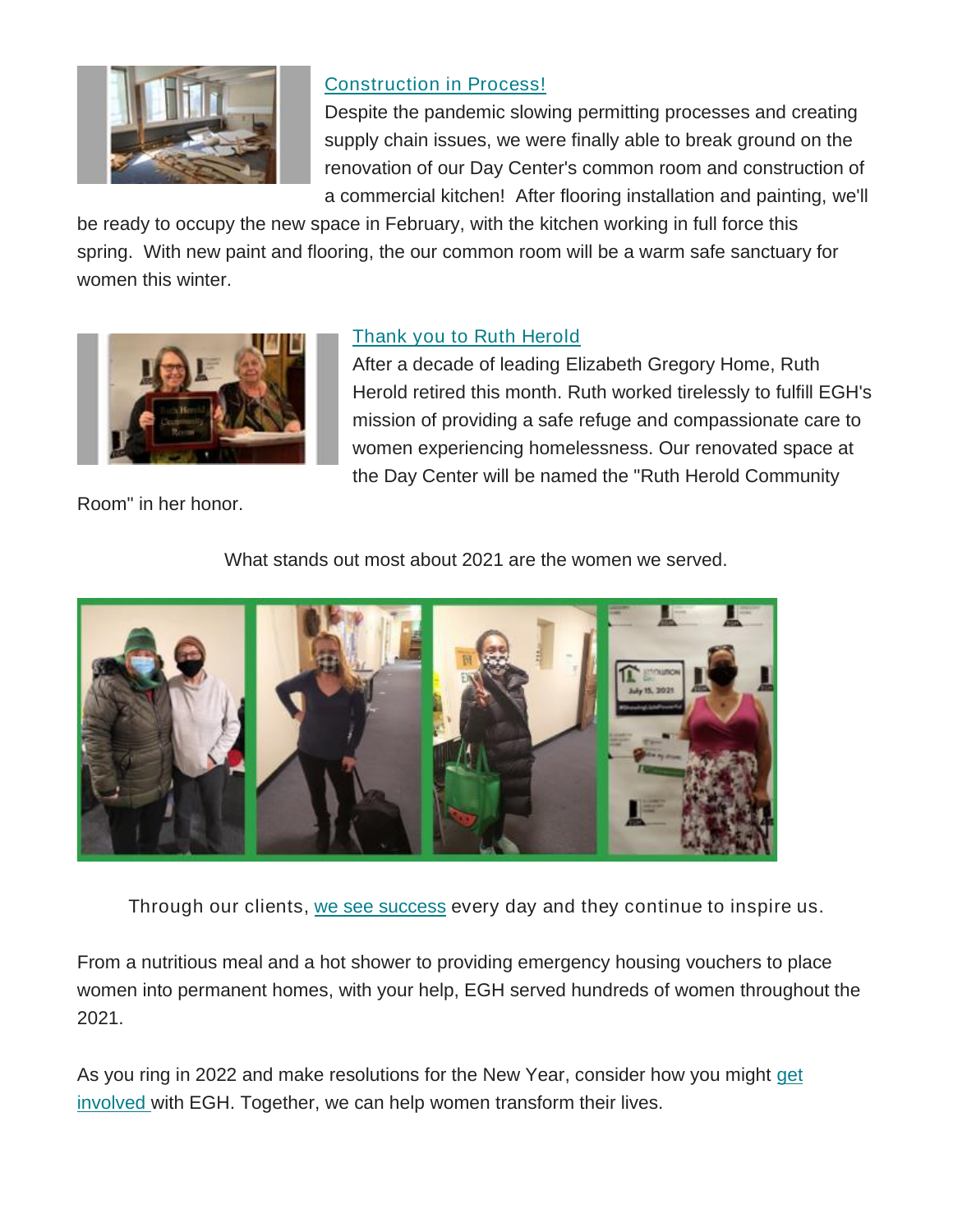[Construction in Process!](#)

Despite the pandemic slowing permitting processes and creating supply chain issues, we were finally able to break ground on the renovation of our Day Center's common room and construction of a commercial kitchen! After flooring installation and painting, we'll be ready to occupy the new space in February, with the kitchen working in full force this spring. With new paint and flooring, the our common room will be a warm safe sanctuary for women this winter.

[Thank you to Ruth Herold](#)

After a decade of leading Elizabeth Gregory Home, Ruth Herold retired this month. Ruth worked tirelessly to fulfill EGH's mission of providing a safe refuge and compassionate care to women experiencing homelessness. Our renovated space at the Day Center will be named the "Ruth Herold Community Room" in her honor.

What stands out most about 2021 are the women we served.

Through our clients, [we see success](#) every day and they continue to inspire us.

From a nutritious meal and a hot shower to providing emergency housing vouchers to place women into permanent homes, with your help, EGH served hundreds of women throughout the 2021.

As you ring in 2022 and make resolutions for the New Year, consider how you might [get involved](#) with EGH. Together, we can help women transform their lives.